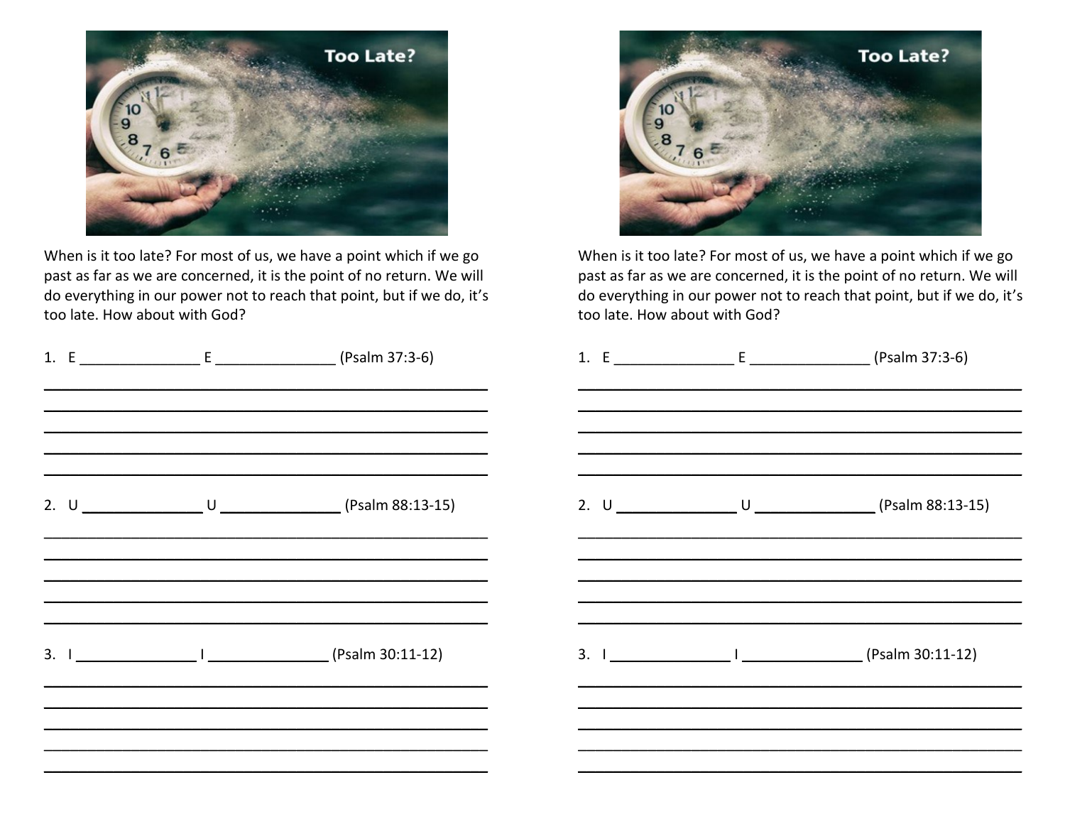Too Late?

When is it too late? For most of us, we have a point which if we go past as far as we are concerned, it is the point of no return. We will do everything in our power not to reach that point, but if we do, it's too late. How about with God?

1. E _______________ E _______________ (Psalm 37:3-6)

_______________________________________________________

_______________________________________________________

_______________________________________________________

_______________________________________________________

_______________________________________________________

2. U _______________ U _______________ (Psalm 88:13-15)

_______________________________________________________

_______________________________________________________

_______________________________________________________

_______________________________________________________

_______________________________________________________

3. I _______________ I _______________ (Psalm 30:11-12)

_______________________________________________________

_______________________________________________________

_______________________________________________________

_______________________________________________________

_______________________________________________________

Too Late?

When is it too late? For most of us, we have a point which if we go past as far as we are concerned, it is the point of no return. We will do everything in our power not to reach that point, but if we do, it's too late. How about with God?

1. E _______________ E _______________ (Psalm 37:3-6)

_______________________________________________________

_______________________________________________________

_______________________________________________________

_______________________________________________________

_______________________________________________________

2. U _______________ U _______________ (Psalm 88:13-15)

_______________________________________________________

_______________________________________________________

_______________________________________________________

_______________________________________________________

_______________________________________________________

3. I _______________ I _______________ (Psalm 30:11-12)

_______________________________________________________

_______________________________________________________

_______________________________________________________

_______________________________________________________

_______________________________________________________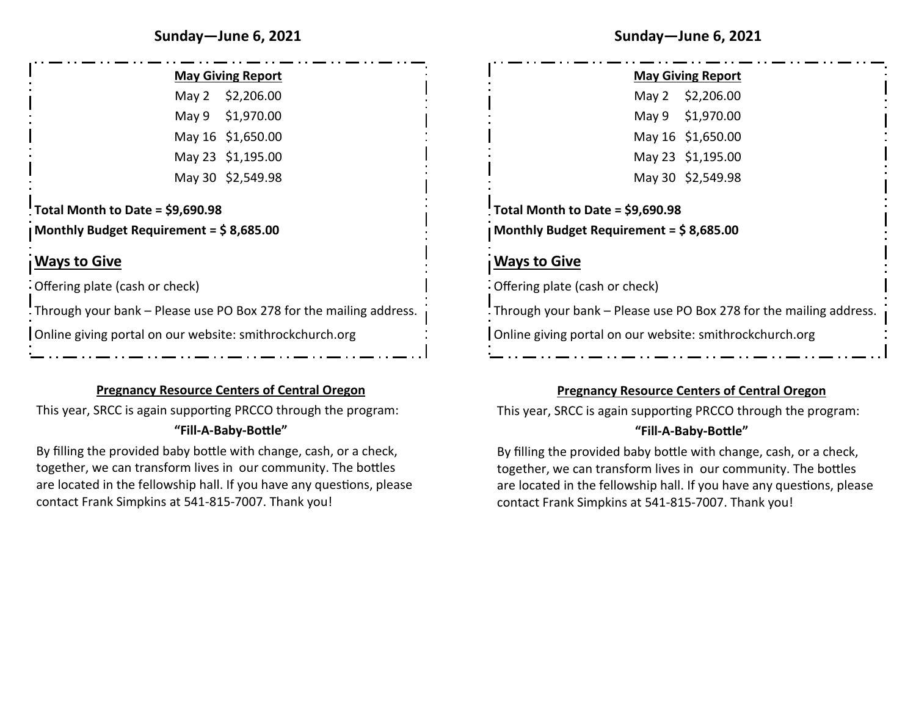## Sunday—June 6, 2021

**May Giving Report**

| | |
|---|---|
| May 2 | $2,206.00 |
| May 9 | $1,970.00 |
| May 16 | $1,650.00 |
| May 23 | $1,195.00 |
| May 30 | $2,549.98 |

**Total Month to Date = $9,690.98**

**Monthly Budget Requirement = $ 8,685.00**

## Ways to Give

Offering plate (cash or check)

Through your bank – Please use PO Box 278 for the mailing address.

Online giving portal on our website: smithrockchurch.org

**Pregnancy Resource Centers of Central Oregon**

This year, SRCC is again supporting PRCCO through the program:

**"Fill-A-Baby-Bottle"**

By filling the provided baby bottle with change, cash, or a check, together, we can transform lives in our community. The bottles are located in the fellowship hall. If you have any questions, please contact Frank Simpkins at 541-815-7007. Thank you!

## Sunday—June 6, 2021

**May Giving Report**

| | |
|---|---|
| May 2 | $2,206.00 |
| May 9 | $1,970.00 |
| May 16 | $1,650.00 |
| May 23 | $1,195.00 |
| May 30 | $2,549.98 |

**Total Month to Date = $9,690.98**

**Monthly Budget Requirement = $ 8,685.00**

## Ways to Give

Offering plate (cash or check)

Through your bank – Please use PO Box 278 for the mailing address.

Online giving portal on our website: smithrockchurch.org

**Pregnancy Resource Centers of Central Oregon**

This year, SRCC is again supporting PRCCO through the program:

**"Fill-A-Baby-Bottle"**

By filling the provided baby bottle with change, cash, or a check, together, we can transform lives in our community. The bottles are located in the fellowship hall. If you have any questions, please contact Frank Simpkins at 541-815-7007. Thank you!